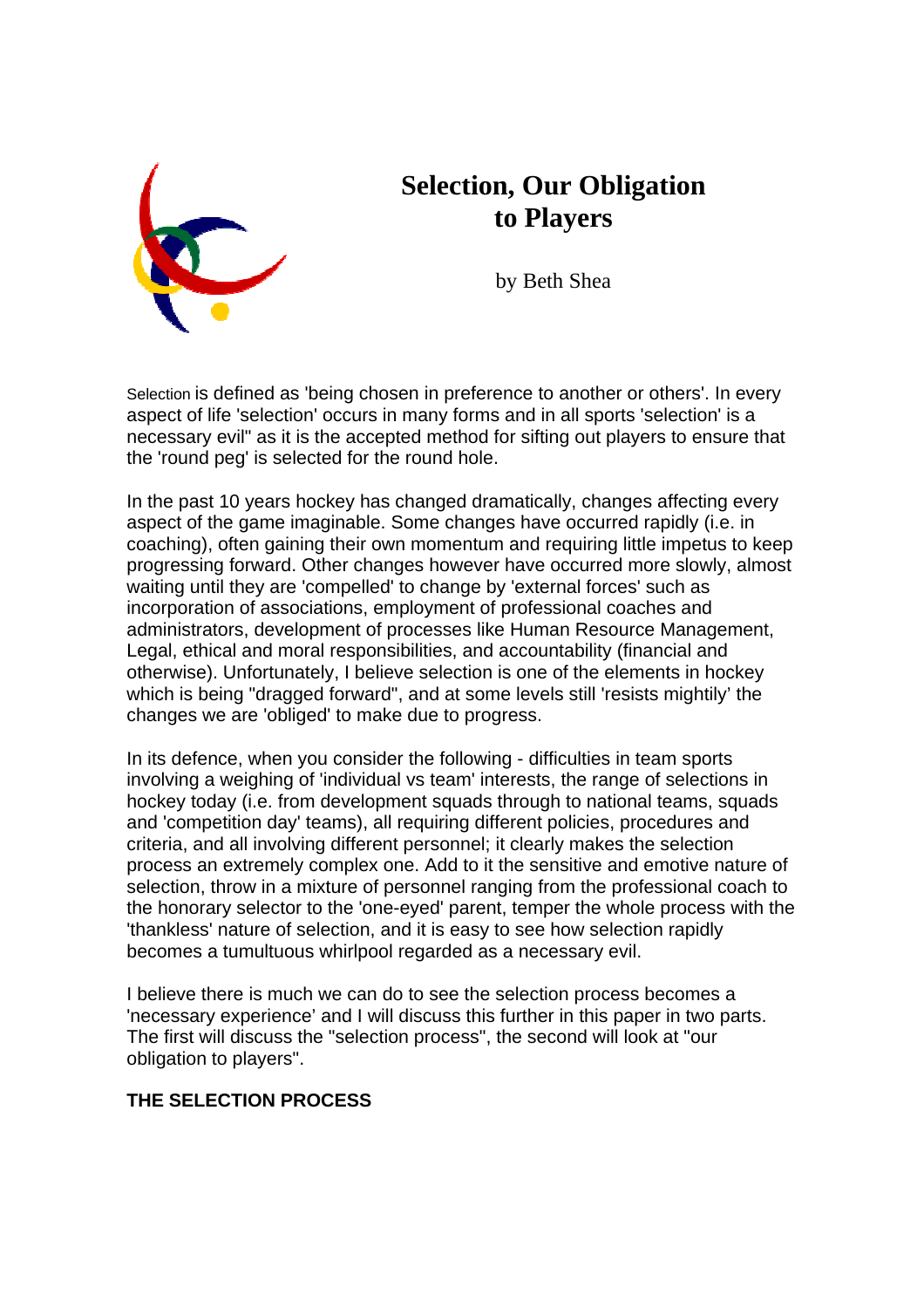# Selection, Our Obligation to Players

by Beth Shea

Selection is defined as 'being chosen in preference to another or others'. In every aspect of life 'selection' occurs in many forms and in all sports 'selection' is a necessary evil" as it is the accepted method for sifting out players to ensure that the 'round peg' is selected for the round hole.

In the past 10 years hockey has changed dramatically, changes affecting every aspect of the game imaginable. Some changes have occurred rapidly (i.e. in coaching), often gaining their own momentum and requiring little impetus to keep progressing forward. Other changes however have occurred more slowly, almost waiting until they are 'compelled' to change by 'external forces' such as incorporation of associations, employment of professional coaches and administrators, development of processes like Human Resource Management, Legal, ethical and moral responsibilities, and accountability (financial and otherwise). Unfortunately, I believe selection is one of the elements in hockey which is being "dragged forward", and at some levels still 'resists mightily' the changes we are 'obliged' to make due to progress.

In its defence, when you consider the following - difficulties in team sports involving a weighing of 'individual vs team' interests, the range of selections in hockey today (i.e. from development squads through to national teams, squads and 'competition day' teams), all requiring different policies, procedures and criteria, and all involving different personnel; it clearly makes the selection process an extremely complex one. Add to it the sensitive and emotive nature of selection, throw in a mixture of personnel ranging from the professional coach to the honorary selector to the 'one-eyed' parent, temper the whole process with the 'thankless' nature of selection, and it is easy to see how selection rapidly becomes a tumultuous whirlpool regarded as a necessary evil.

I believe there is much we can do to see the selection process becomes a 'necessary experience' and I will discuss this further in this paper in two parts. The first will discuss the "selection process", the second will look at "our obligation to players".

**THE SELECTION PROCESS**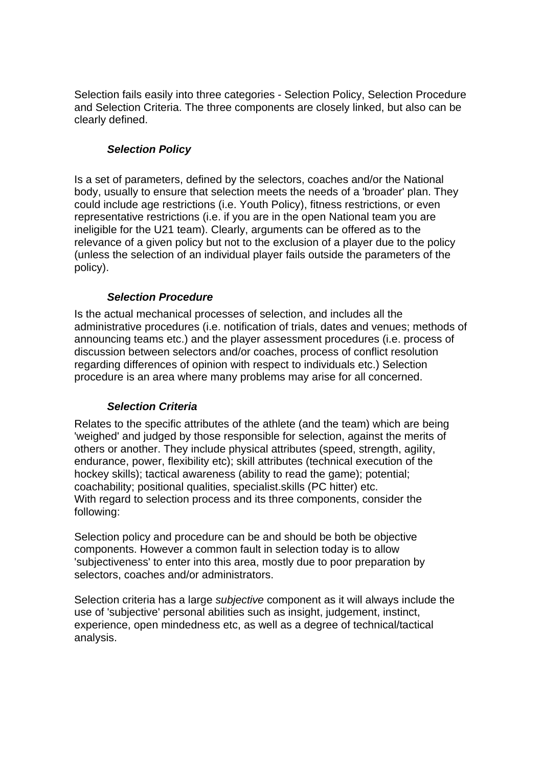Selection fails easily into three categories - Selection Policy, Selection Procedure and Selection Criteria. The three components are closely linked, but also can be clearly defined.

### ***Selection Policy***

Is a set of parameters, defined by the selectors, coaches and/or the National body, usually to ensure that selection meets the needs of a 'broader' plan. They could include age restrictions (i.e. Youth Policy), fitness restrictions, or even representative restrictions (i.e. if you are in the open National team you are ineligible for the U21 team). Clearly, arguments can be offered as to the relevance of a given policy but not to the exclusion of a player due to the policy (unless the selection of an individual player fails outside the parameters of the policy).

### ***Selection Procedure***

Is the actual mechanical processes of selection, and includes all the administrative procedures (i.e. notification of trials, dates and venues; methods of announcing teams etc.) and the player assessment procedures (i.e. process of discussion between selectors and/or coaches, process of conflict resolution regarding differences of opinion with respect to individuals etc.) Selection procedure is an area where many problems may arise for all concerned.

### ***Selection Criteria***

Relates to the specific attributes of the athlete (and the team) which are being 'weighed' and judged by those responsible for selection, against the merits of others or another. They include physical attributes (speed, strength, agility, endurance, power, flexibility etc); skill attributes (technical execution of the hockey skills); tactical awareness (ability to read the game); potential; coachability; positional qualities, specialist.skills (PC hitter) etc.
With regard to selection process and its three components, consider the following:

Selection policy and procedure can be and should be both be objective components. However a common fault in selection today is to allow 'subjectiveness' to enter into this area, mostly due to poor preparation by selectors, coaches and/or administrators.

Selection criteria has a large *subjective* component as it will always include the use of 'subjective' personal abilities such as insight, judgement, instinct, experience, open mindedness etc, as well as a degree of technical/tactical analysis.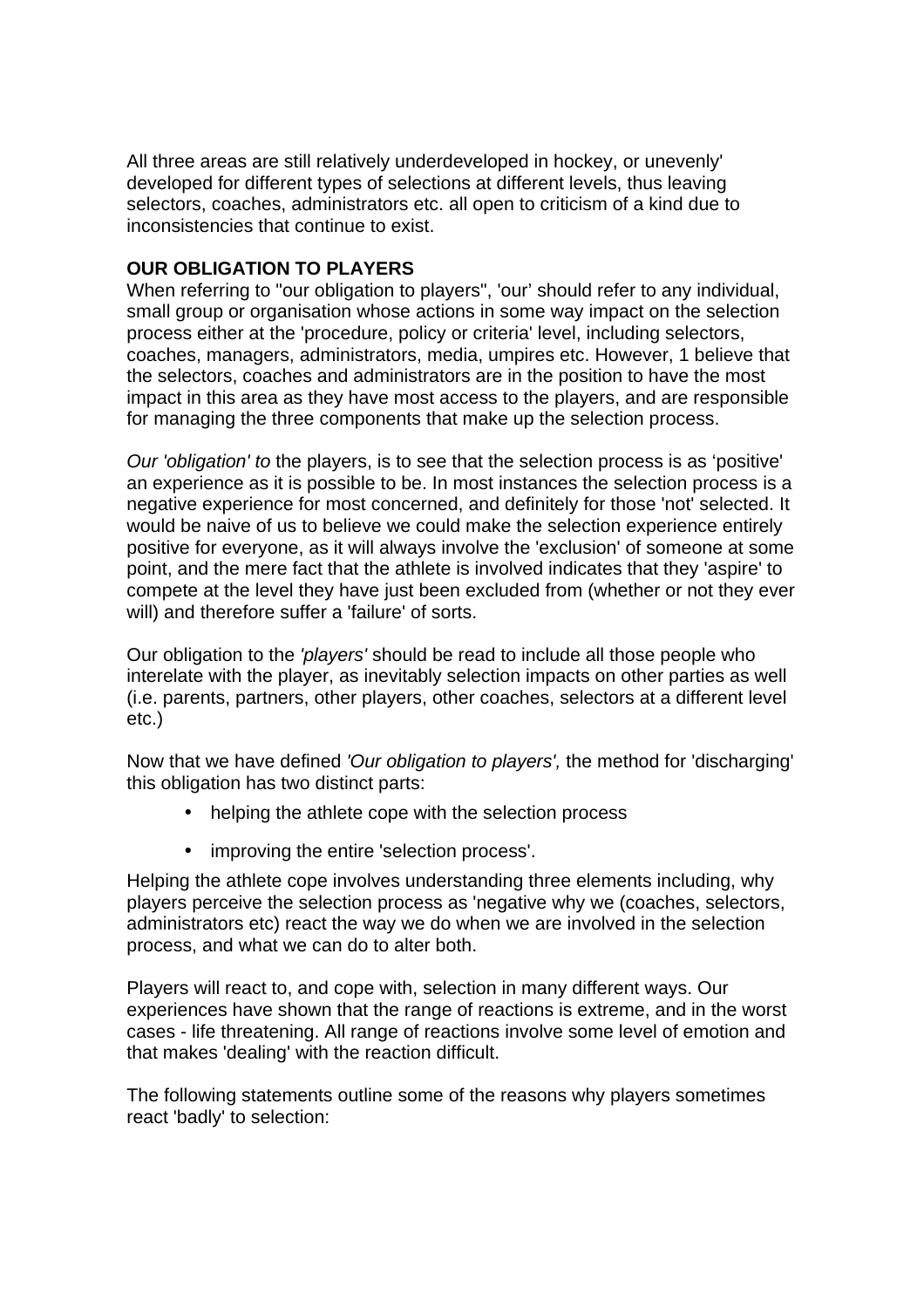All three areas are still relatively underdeveloped in hockey, or unevenly' developed for different types of selections at different levels, thus leaving selectors, coaches, administrators etc. all open to criticism of a kind due to inconsistencies that continue to exist.

**OUR OBLIGATION TO PLAYERS**

When referring to "our obligation to players", 'our' should refer to any individual, small group or organisation whose actions in some way impact on the selection process either at the 'procedure, policy or criteria' level, including selectors, coaches, managers, administrators, media, umpires etc. However, 1 believe that the selectors, coaches and administrators are in the position to have the most impact in this area as they have most access to the players, and are responsible for managing the three components that make up the selection process.

*Our 'obligation' to* the players, is to see that the selection process is as 'positive' an experience as it is possible to be. In most instances the selection process is a negative experience for most concerned, and definitely for those 'not' selected. It would be naive of us to believe we could make the selection experience entirely positive for everyone, as it will always involve the 'exclusion' of someone at some point, and the mere fact that the athlete is involved indicates that they 'aspire' to compete at the level they have just been excluded from (whether or not they ever will) and therefore suffer a 'failure' of sorts.

Our obligation to the *'players'* should be read to include all those people who interelate with the player, as inevitably selection impacts on other parties as well (i.e. parents, partners, other players, other coaches, selectors at a different level etc.)

Now that we have defined *'Our obligation to players',* the method for 'discharging' this obligation has two distinct parts:

- helping the athlete cope with the selection process
- improving the entire 'selection process'.

Helping the athlete cope involves understanding three elements including, why players perceive the selection process as 'negative why we (coaches, selectors, administrators etc) react the way we do when we are involved in the selection process, and what we can do to alter both.

Players will react to, and cope with, selection in many different ways. Our experiences have shown that the range of reactions is extreme, and in the worst cases - life threatening. All range of reactions involve some level of emotion and that makes 'dealing' with the reaction difficult.

The following statements outline some of the reasons why players sometimes react 'badly' to selection: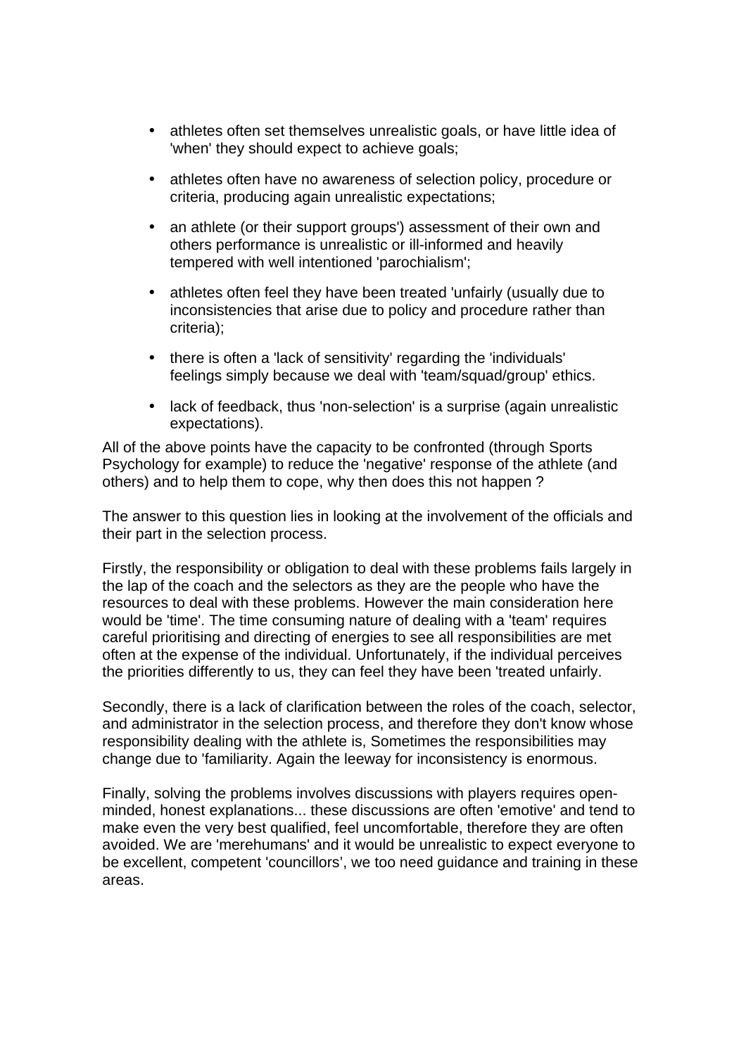- athletes often set themselves unrealistic goals, or have little idea of 'when' they should expect to achieve goals;
- athletes often have no awareness of selection policy, procedure or criteria, producing again unrealistic expectations;
- an athlete (or their support groups') assessment of their own and others performance is unrealistic or ill-informed and heavily tempered with well intentioned 'parochialism';
- athletes often feel they have been treated 'unfairly (usually due to inconsistencies that arise due to policy and procedure rather than criteria);
- there is often a 'lack of sensitivity' regarding the 'individuals' feelings simply because we deal with 'team/squad/group' ethics.
- lack of feedback, thus 'non-selection' is a surprise (again unrealistic expectations).

All of the above points have the capacity to be confronted (through Sports Psychology for example) to reduce the 'negative' response of the athlete (and others) and to help them to cope, why then does this not happen ?

The answer to this question lies in looking at the involvement of the officials and their part in the selection process.

Firstly, the responsibility or obligation to deal with these problems fails largely in the lap of the coach and the selectors as they are the people who have the resources to deal with these problems. However the main consideration here would be 'time'. The time consuming nature of dealing with a 'team' requires careful prioritising and directing of energies to see all responsibilities are met often at the expense of the individual. Unfortunately, if the individual perceives the priorities differently to us, they can feel they have been 'treated unfairly.

Secondly, there is a lack of clarification between the roles of the coach, selector, and administrator in the selection process, and therefore they don't know whose responsibility dealing with the athlete is, Sometimes the responsibilities may change due to 'familiarity. Again the leeway for inconsistency is enormous.

Finally, solving the problems involves discussions with players requires open-minded, honest explanations... these discussions are often 'emotive' and tend to make even the very best qualified, feel uncomfortable, therefore they are often avoided. We are 'merehumans' and it would be unrealistic to expect everyone to be excellent, competent 'councillors', we too need guidance and training in these areas.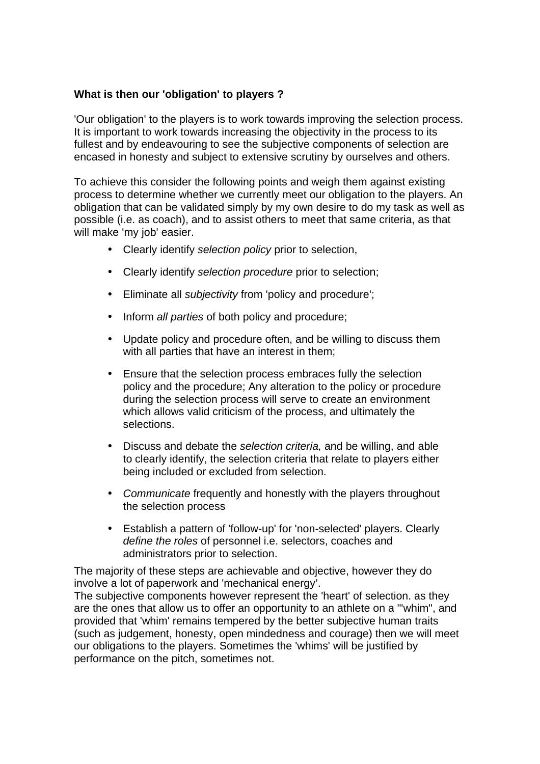**What is then our 'obligation' to players ?**

'Our obligation' to the players is to work towards improving the selection process. It is important to work towards increasing the objectivity in the process to its fullest and by endeavouring to see the subjective components of selection are encased in honesty and subject to extensive scrutiny by ourselves and others.

To achieve this consider the following points and weigh them against existing process to determine whether we currently meet our obligation to the players. An obligation that can be validated simply by my own desire to do my task as well as possible (i.e. as coach), and to assist others to meet that same criteria, as that will make 'my job' easier.

- Clearly identify *selection policy* prior to selection,
- Clearly identify *selection procedure* prior to selection;
- Eliminate all *subjectivity* from 'policy and procedure';
- Inform *all parties* of both policy and procedure;
- Update policy and procedure often, and be willing to discuss them with all parties that have an interest in them;
- Ensure that the selection process embraces fully the selection policy and the procedure; Any alteration to the policy or procedure during the selection process will serve to create an environment which allows valid criticism of the process, and ultimately the selections.
- Discuss and debate the *selection criteria,* and be willing, and able to clearly identify, the selection criteria that relate to players either being included or excluded from selection.
- *Communicate* frequently and honestly with the players throughout the selection process
- Establish a pattern of 'follow-up' for 'non-selected' players. Clearly *define the roles* of personnel i.e. selectors, coaches and administrators prior to selection.

The majority of these steps are achievable and objective, however they do involve a lot of paperwork and 'mechanical energy'.
The subjective components however represent the 'heart' of selection. as they are the ones that allow us to offer an opportunity to an athlete on a '"whim", and provided that 'whim' remains tempered by the better subjective human traits (such as judgement, honesty, open mindedness and courage) then we will meet our obligations to the players. Sometimes the 'whims' will be justified by performance on the pitch, sometimes not.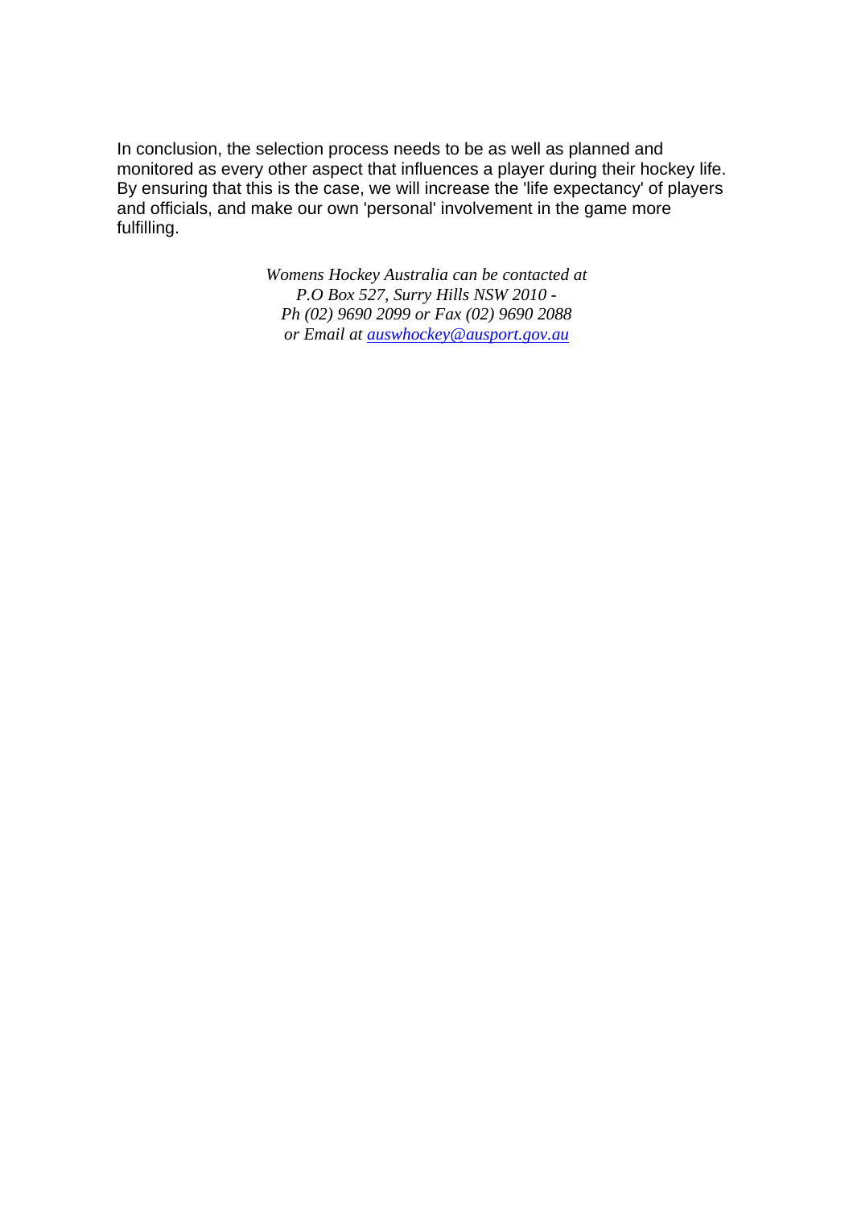In conclusion, the selection process needs to be as well as planned and monitored as every other aspect that influences a player during their hockey life. By ensuring that this is the case, we will increase the 'life expectancy' of players and officials, and make our own 'personal' involvement in the game more fulfilling.

*Womens Hockey Australia can be contacted at*
*P.O Box 527, Surry Hills NSW 2010 -*
*Ph (02) 9690 2099 or Fax (02) 9690 2088*
*or Email at [auswhockey@ausport.gov.au](mailto:auswhockey@ausport.gov.au)*